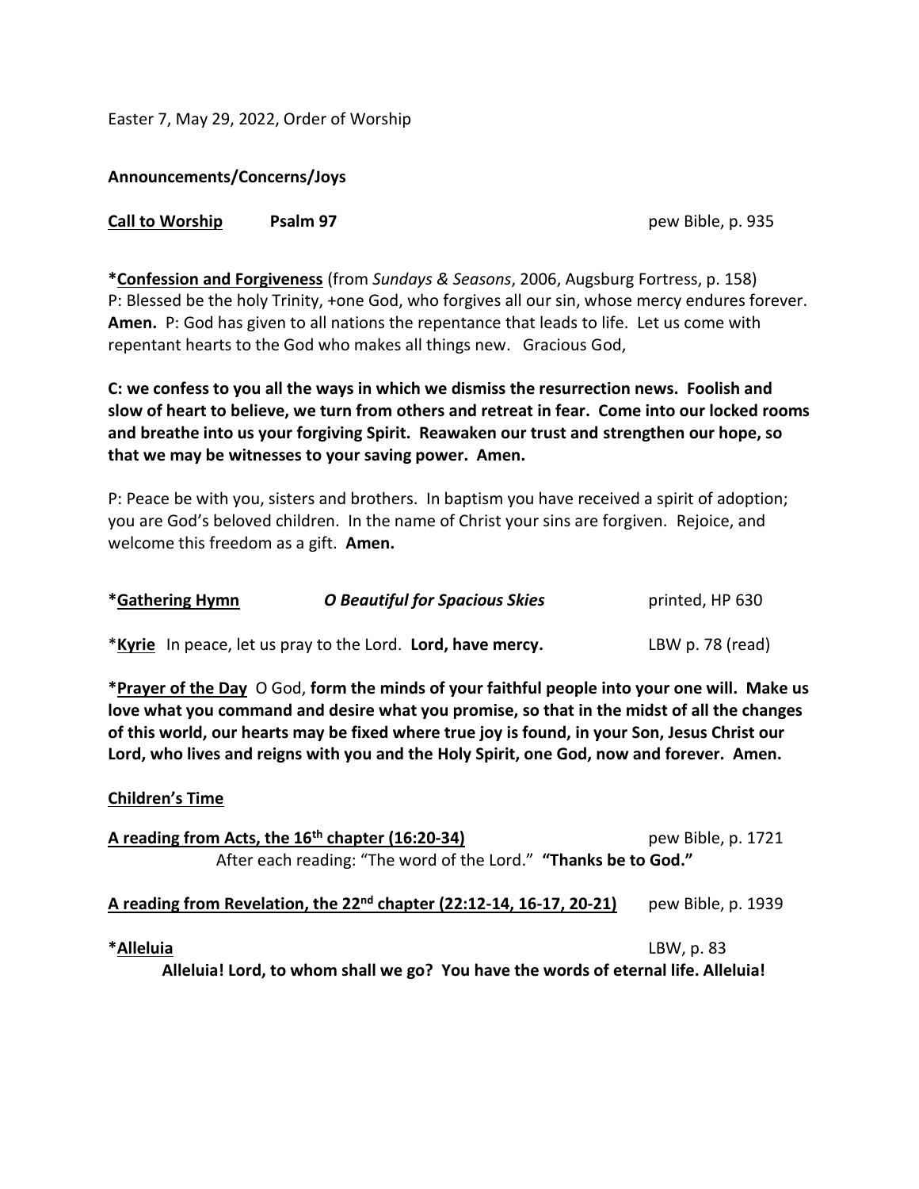Easter 7, May 29, 2022, Order of Worship

**Announcements/Concerns/Joys**

**Call to Worship** **Psalm 97** pew Bible, p. 935

***Confession and Forgiveness** (from *Sundays & Seasons*, 2006, Augsburg Fortress, p. 158)
P: Blessed be the holy Trinity, +one God, who forgives all our sin, whose mercy endures forever. **Amen.** P: God has given to all nations the repentance that leads to life. Let us come with repentant hearts to the God who makes all things new. Gracious God,

**C: we confess to you all the ways in which we dismiss the resurrection news. Foolish and slow of heart to believe, we turn from others and retreat in fear. Come into our locked rooms and breathe into us your forgiving Spirit. Reawaken our trust and strengthen our hope, so that we may be witnesses to your saving power. Amen.**

P: Peace be with you, sisters and brothers. In baptism you have received a spirit of adoption; you are God's beloved children. In the name of Christ your sins are forgiven. Rejoice, and welcome this freedom as a gift. **Amen.**

***Gathering Hymn** ***O Beautiful for Spacious Skies*** printed, HP 630

***Kyrie** In peace, let us pray to the Lord. **Lord, have mercy.** LBW p. 78 (read)

***Prayer of the Day** O God, **form the minds of your faithful people into your one will. Make us love what you command and desire what you promise, so that in the midst of all the changes of this world, our hearts may be fixed where true joy is found, in your Son, Jesus Christ our Lord, who lives and reigns with you and the Holy Spirit, one God, now and forever. Amen.**

**Children's Time**

**A reading from Acts, the 16th chapter (16:20-34)** pew Bible, p. 1721

After each reading: "The word of the Lord." **"Thanks be to God."**

**A reading from Revelation, the 22nd chapter (22:12-14, 16-17, 20-21)** pew Bible, p. 1939

***Alleluia** LBW, p. 83

**Alleluia! Lord, to whom shall we go? You have the words of eternal life. Alleluia!**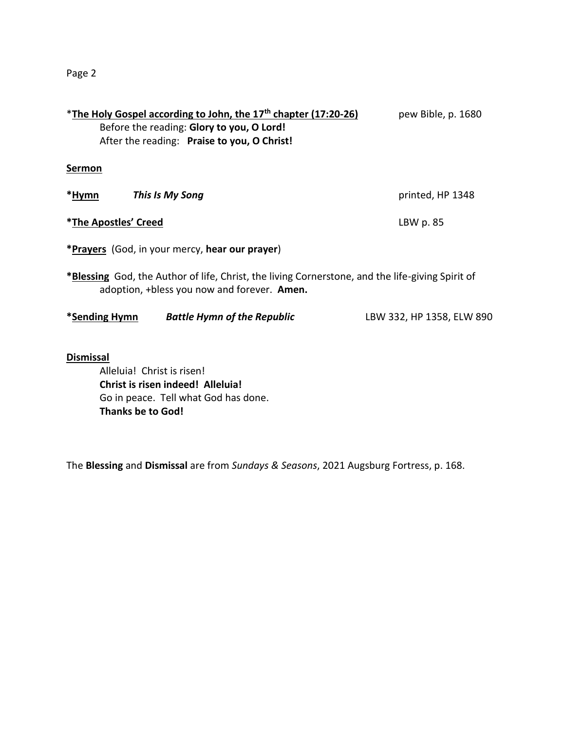*__The Holy Gospel according to John, the 17th chapter (17:20-26)__ pew Bible, p. 1680
Before the reading: **Glory to you, O Lord!**
After the reading: **Praise to you, O Christ!**

__**Sermon**__

**\*__Hymn__** ***This Is My Song*** printed, HP 1348

**\*__The Apostles' Creed__** LBW p. 85

**\*__Prayers__** (God, in your mercy, **hear our prayer**)

**\*__Blessing__** God, the Author of life, Christ, the living Cornerstone, and the life-giving Spirit of adoption, +bless you now and forever. **Amen.**

**\*__Sending Hymn__** ***Battle Hymn of the Republic*** LBW 332, HP 1358, ELW 890

__**Dismissal**__

Alleluia! Christ is risen!
**Christ is risen indeed! Alleluia!**
Go in peace. Tell what God has done.
**Thanks be to God!**

The **Blessing** and **Dismissal** are from *Sundays & Seasons*, 2021 Augsburg Fortress, p. 168.